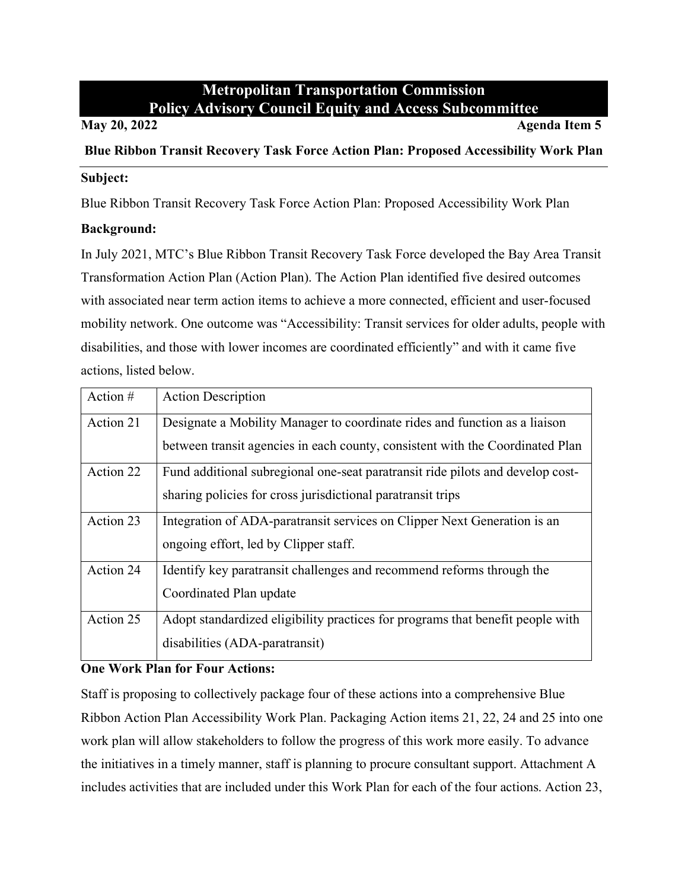# Metropolitan Transportation Commission
# Policy Advisory Council Equity and Access Subcommittee

**May 20, 2022** **Agenda Item 5**

**Blue Ribbon Transit Recovery Task Force Action Plan: Proposed Accessibility Work Plan**

**Subject:**

Blue Ribbon Transit Recovery Task Force Action Plan: Proposed Accessibility Work Plan

**Background:**

In July 2021, MTC's Blue Ribbon Transit Recovery Task Force developed the Bay Area Transit Transformation Action Plan (Action Plan). The Action Plan identified five desired outcomes with associated near term action items to achieve a more connected, efficient and user-focused mobility network. One outcome was "Accessibility: Transit services for older adults, people with disabilities, and those with lower incomes are coordinated efficiently" and with it came five actions, listed below.

| Action # | Action Description |
|---|---|
| Action 21 | Designate a Mobility Manager to coordinate rides and function as a liaison between transit agencies in each county, consistent with the Coordinated Plan |
| Action 22 | Fund additional subregional one-seat paratransit ride pilots and develop cost-sharing policies for cross jurisdictional paratransit trips |
| Action 23 | Integration of ADA-paratransit services on Clipper Next Generation is an ongoing effort, led by Clipper staff. |
| Action 24 | Identify key paratransit challenges and recommend reforms through the Coordinated Plan update |
| Action 25 | Adopt standardized eligibility practices for programs that benefit people with disabilities (ADA-paratransit) |

**One Work Plan for Four Actions:**

Staff is proposing to collectively package four of these actions into a comprehensive Blue Ribbon Action Plan Accessibility Work Plan. Packaging Action items 21, 22, 24 and 25 into one work plan will allow stakeholders to follow the progress of this work more easily. To advance the initiatives in a timely manner, staff is planning to procure consultant support. Attachment A includes activities that are included under this Work Plan for each of the four actions. Action 23,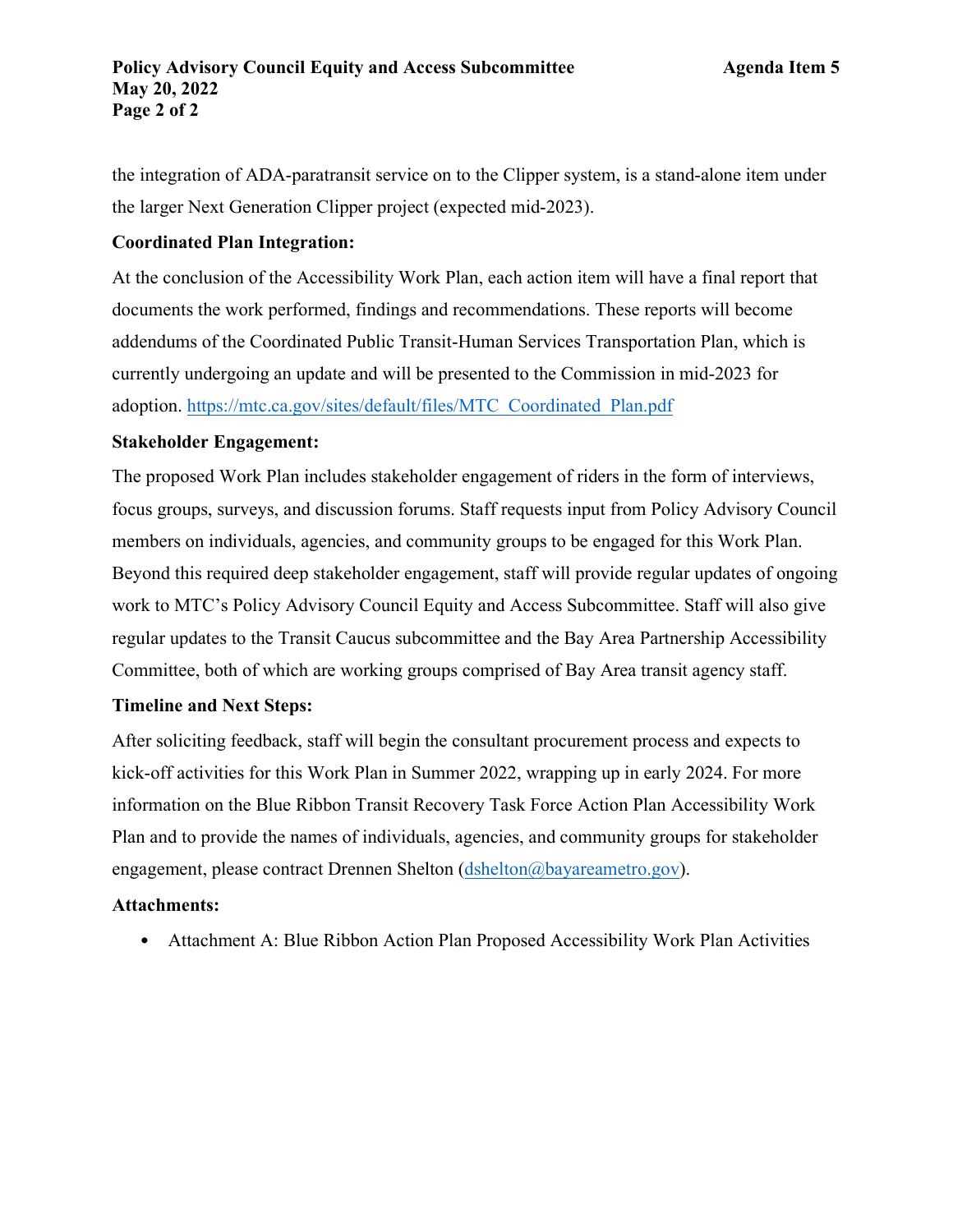the integration of ADA-paratransit service on to the Clipper system, is a stand-alone item under the larger Next Generation Clipper project (expected mid-2023).

**Coordinated Plan Integration:**

At the conclusion of the Accessibility Work Plan, each action item will have a final report that documents the work performed, findings and recommendations. These reports will become addendums of the Coordinated Public Transit-Human Services Transportation Plan, which is currently undergoing an update and will be presented to the Commission in mid-2023 for adoption. https://mtc.ca.gov/sites/default/files/MTC_Coordinated_Plan.pdf

**Stakeholder Engagement:**

The proposed Work Plan includes stakeholder engagement of riders in the form of interviews, focus groups, surveys, and discussion forums. Staff requests input from Policy Advisory Council members on individuals, agencies, and community groups to be engaged for this Work Plan. Beyond this required deep stakeholder engagement, staff will provide regular updates of ongoing work to MTC's Policy Advisory Council Equity and Access Subcommittee. Staff will also give regular updates to the Transit Caucus subcommittee and the Bay Area Partnership Accessibility Committee, both of which are working groups comprised of Bay Area transit agency staff.

**Timeline and Next Steps:**

After soliciting feedback, staff will begin the consultant procurement process and expects to kick-off activities for this Work Plan in Summer 2022, wrapping up in early 2024. For more information on the Blue Ribbon Transit Recovery Task Force Action Plan Accessibility Work Plan and to provide the names of individuals, agencies, and community groups for stakeholder engagement, please contract Drennen Shelton (dshelton@bayareametro.gov).

**Attachments:**

- Attachment A: Blue Ribbon Action Plan Proposed Accessibility Work Plan Activities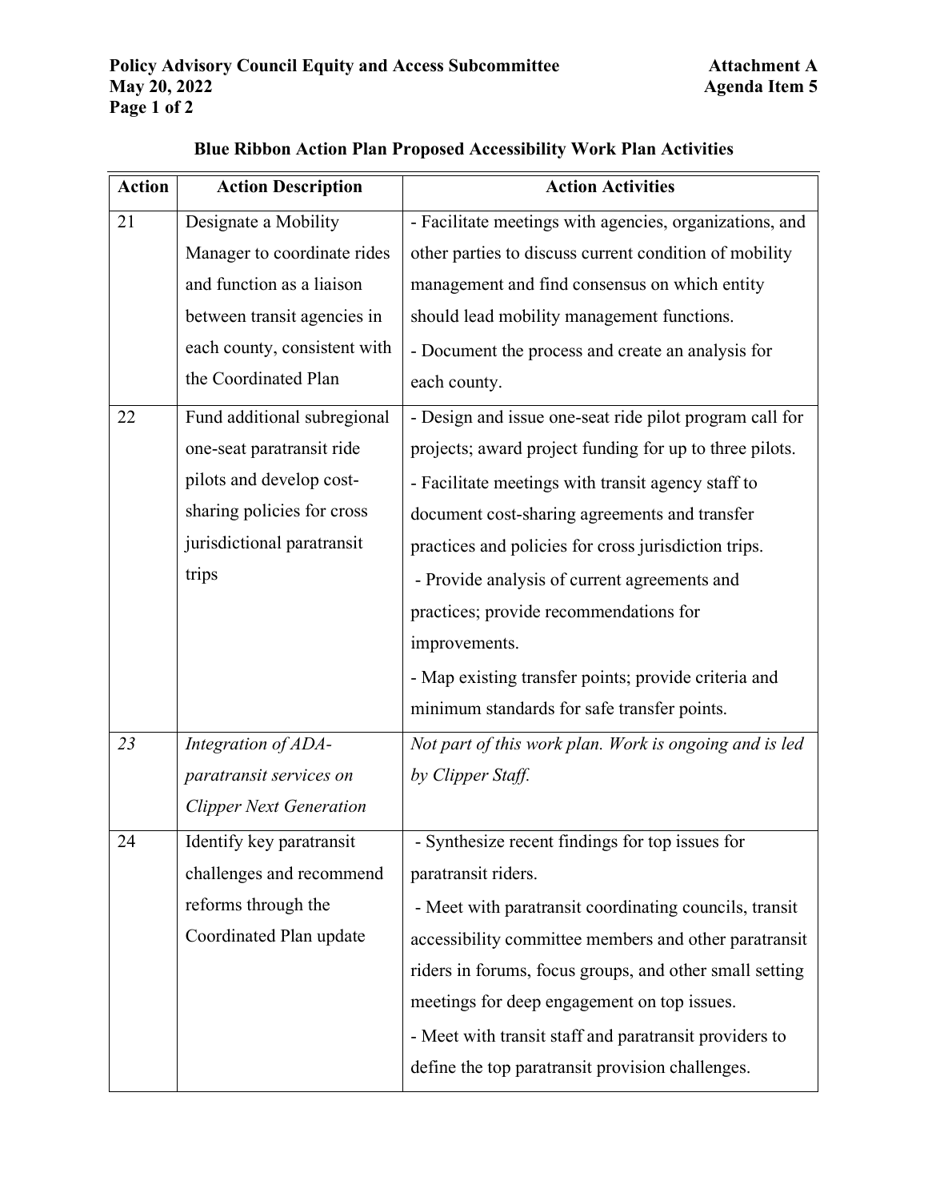## Blue Ribbon Action Plan Proposed Accessibility Work Plan Activities

| Action | Action Description | Action Activities |
|---|---|---|
| 21 | Designate a Mobility Manager to coordinate rides and function as a liaison between transit agencies in each county, consistent with the Coordinated Plan | - Facilitate meetings with agencies, organizations, and other parties to discuss current condition of mobility management and find consensus on which entity should lead mobility management functions.<br>- Document the process and create an analysis for each county. |
| 22 | Fund additional subregional one-seat paratransit ride pilots and develop cost-sharing policies for cross jurisdictional paratransit trips | - Design and issue one-seat ride pilot program call for projects; award project funding for up to three pilots.<br>- Facilitate meetings with transit agency staff to document cost-sharing agreements and transfer practices and policies for cross jurisdiction trips.<br>- Provide analysis of current agreements and practices; provide recommendations for improvements.<br>- Map existing transfer points; provide criteria and minimum standards for safe transfer points. |
| *23* | *Integration of ADA-paratransit services on Clipper Next Generation* | *Not part of this work plan. Work is ongoing and is led by Clipper Staff.* |
| 24 | Identify key paratransit challenges and recommend reforms through the Coordinated Plan update | - Synthesize recent findings for top issues for paratransit riders.<br>- Meet with paratransit coordinating councils, transit accessibility committee members and other paratransit riders in forums, focus groups, and other small setting meetings for deep engagement on top issues.<br>- Meet with transit staff and paratransit providers to define the top paratransit provision challenges. |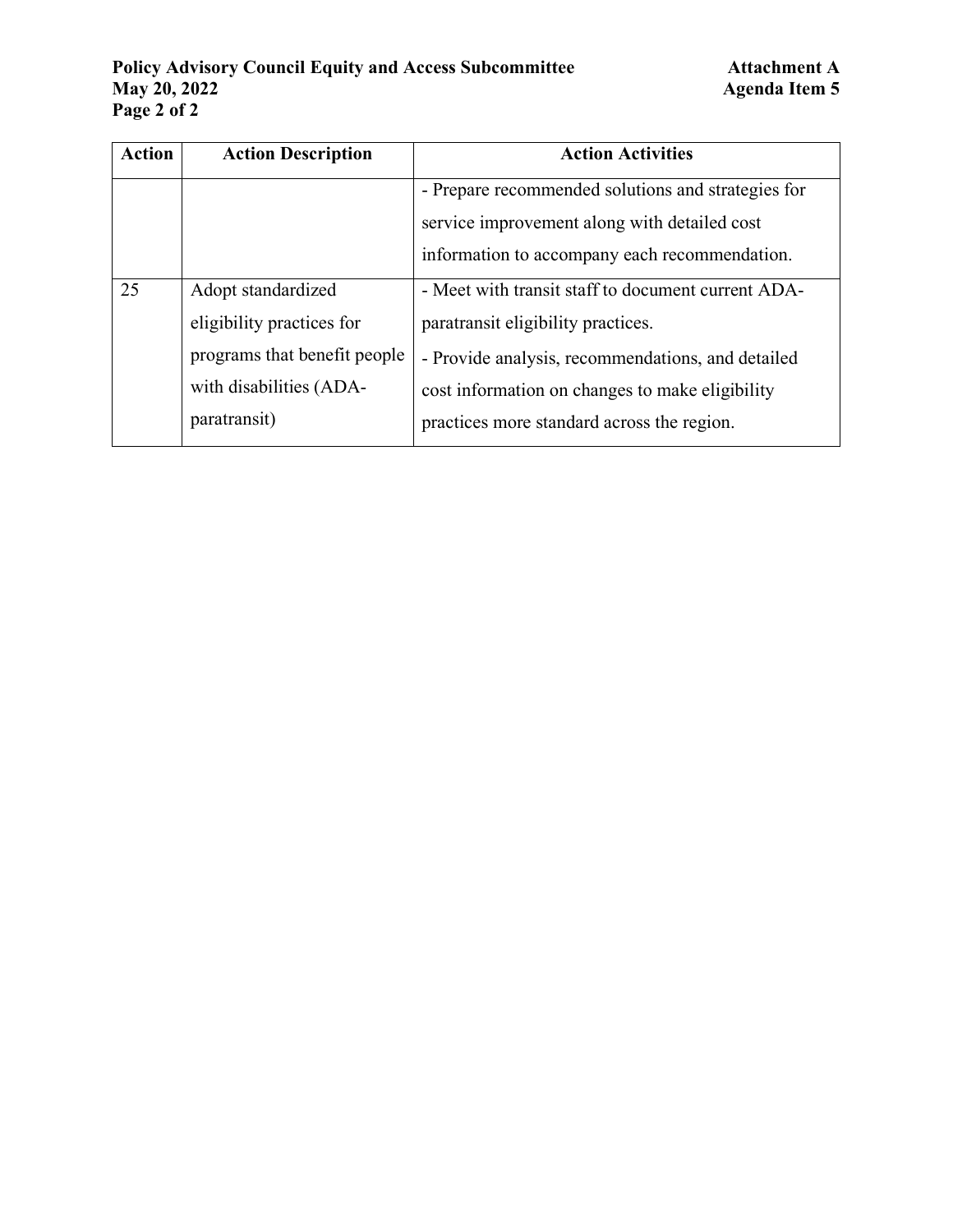| Action | Action Description | Action Activities |
|---|---|---|
| | | - Prepare recommended solutions and strategies for service improvement along with detailed cost information to accompany each recommendation. |
| 25 | Adopt standardized eligibility practices for programs that benefit people with disabilities (ADA-paratransit) | - Meet with transit staff to document current ADA-paratransit eligibility practices.<br>- Provide analysis, recommendations, and detailed cost information on changes to make eligibility practices more standard across the region. |